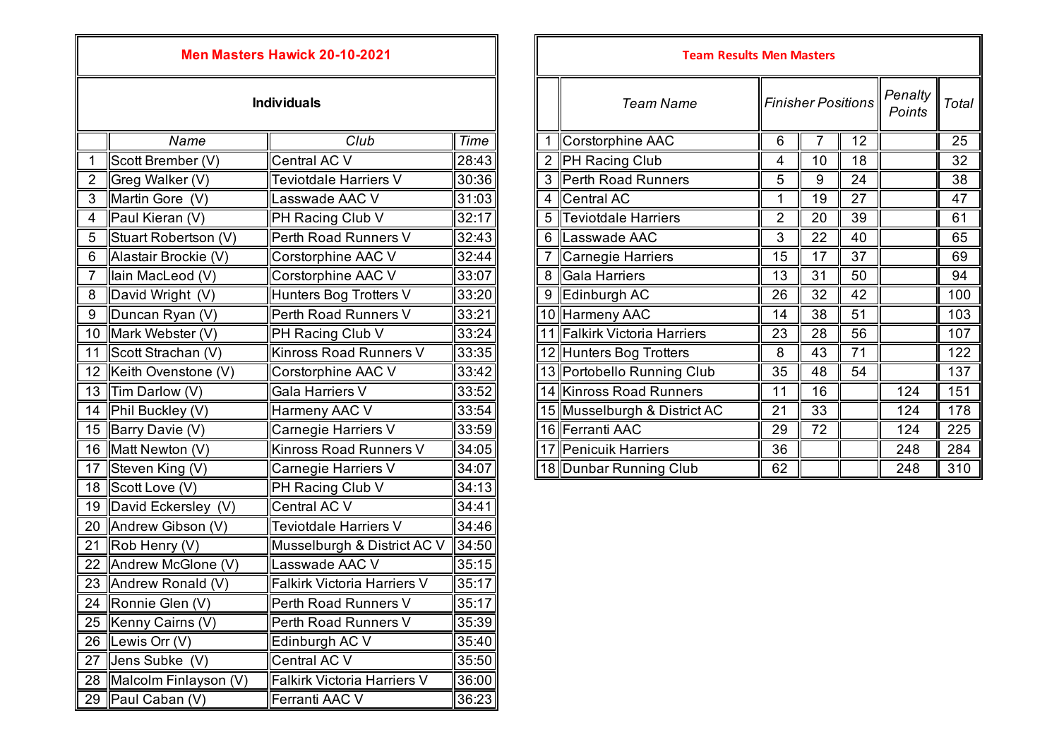## Men Masters Hawick 20-10-2021

### Individuals

| | Name | Club | Time |
|---|---|---|---|
| 1 | Scott Brember (V) | Central AC V | 28:43 |
| 2 | Greg Walker (V) | Teviotdale Harriers V | 30:36 |
| 3 | Martin Gore (V) | Lasswade AAC V | 31:03 |
| 4 | Paul Kieran (V) | PH Racing Club V | 32:17 |
| 5 | Stuart Robertson (V) | Perth Road Runners V | 32:43 |
| 6 | Alastair Brockie (V) | Corstorphine AAC V | 32:44 |
| 7 | Iain MacLeod (V) | Corstorphine AAC V | 33:07 |
| 8 | David Wright (V) | Hunters Bog Trotters V | 33:20 |
| 9 | Duncan Ryan (V) | Perth Road Runners V | 33:21 |
| 10 | Mark Webster (V) | PH Racing Club V | 33:24 |
| 11 | Scott Strachan (V) | Kinross Road Runners V | 33:35 |
| 12 | Keith Ovenstone (V) | Corstorphine AAC V | 33:42 |
| 13 | Tim Darlow (V) | Gala Harriers V | 33:52 |
| 14 | Phil Buckley (V) | Harmeny AAC V | 33:54 |
| 15 | Barry Davie (V) | Carnegie Harriers V | 33:59 |
| 16 | Matt Newton (V) | Kinross Road Runners V | 34:05 |
| 17 | Steven King (V) | Carnegie Harriers V | 34:07 |
| 18 | Scott Love (V) | PH Racing Club V | 34:13 |
| 19 | David Eckersley (V) | Central AC V | 34:41 |
| 20 | Andrew Gibson (V) | Teviotdale Harriers V | 34:46 |
| 21 | Rob Henry (V) | Musselburgh & District AC V | 34:50 |
| 22 | Andrew McGlone (V) | Lasswade AAC V | 35:15 |
| 23 | Andrew Ronald (V) | Falkirk Victoria Harriers V | 35:17 |
| 24 | Ronnie Glen (V) | Perth Road Runners V | 35:17 |
| 25 | Kenny Cairns (V) | Perth Road Runners V | 35:39 |
| 26 | Lewis Orr (V) | Edinburgh AC V | 35:40 |
| 27 | Jens Subke (V) | Central AC V | 35:50 |
| 28 | Malcolm Finlayson (V) | Falkirk Victoria Harriers V | 36:00 |
| 29 | Paul Caban (V) | Ferranti AAC V | 36:23 |

## Team Results Men Masters

| | *Team Name* | *Finisher Positions* | | | *Penalty Points* | *Total* |
|---|---|---|---|---|---|---|
| 1 | Corstorphine AAC | 6 | 7 | 12 | | 25 |
| 2 | PH Racing Club | 4 | 10 | 18 | | 32 |
| 3 | Perth Road Runners | 5 | 9 | 24 | | 38 |
| 4 | Central AC | 1 | 19 | 27 | | 47 |
| 5 | Teviotdale Harriers | 2 | 20 | 39 | | 61 |
| 6 | Lasswade AAC | 3 | 22 | 40 | | 65 |
| 7 | Carnegie Harriers | 15 | 17 | 37 | | 69 |
| 8 | Gala Harriers | 13 | 31 | 50 | | 94 |
| 9 | Edinburgh AC | 26 | 32 | 42 | | 100 |
| 10 | Harmeny AAC | 14 | 38 | 51 | | 103 |
| 11 | Falkirk Victoria Harriers | 23 | 28 | 56 | | 107 |
| 12 | Hunters Bog Trotters | 8 | 43 | 71 | | 122 |
| 13 | Portobello Running Club | 35 | 48 | 54 | | 137 |
| 14 | Kinross Road Runners | 11 | 16 | | 124 | 151 |
| 15 | Musselburgh & District AC | 21 | 33 | | 124 | 178 |
| 16 | Ferranti AAC | 29 | 72 | | 124 | 225 |
| 17 | Penicuik Harriers | 36 | | | 248 | 284 |
| 18 | Dunbar Running Club | 62 | | | 248 | 310 |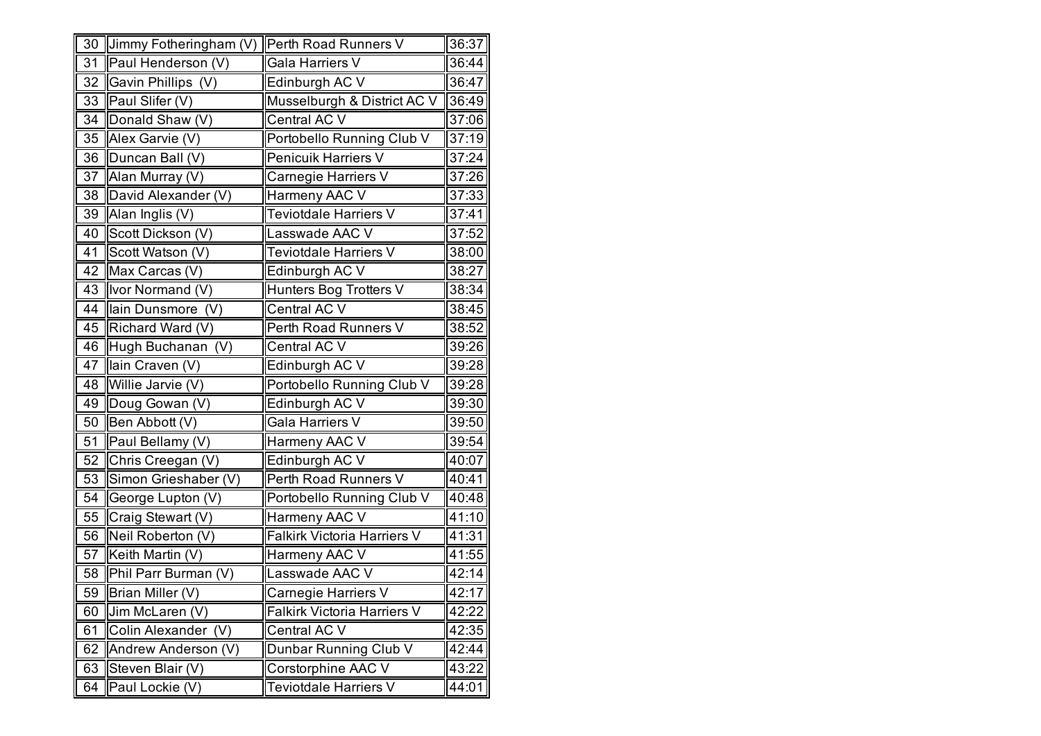| | | | |
|---|---|---|---|
| 30 | Jimmy Fotheringham (V) | Perth Road Runners V | 36:37 |
| 31 | Paul Henderson (V) | Gala Harriers V | 36:44 |
| 32 | Gavin Phillips (V) | Edinburgh AC V | 36:47 |
| 33 | Paul Slifer (V) | Musselburgh & District AC V | 36:49 |
| 34 | Donald Shaw (V) | Central AC V | 37:06 |
| 35 | Alex Garvie (V) | Portobello Running Club V | 37:19 |
| 36 | Duncan Ball (V) | Penicuik Harriers V | 37:24 |
| 37 | Alan Murray (V) | Carnegie Harriers V | 37:26 |
| 38 | David Alexander (V) | Harmeny AAC V | 37:33 |
| 39 | Alan Inglis (V) | Teviotdale Harriers V | 37:41 |
| 40 | Scott Dickson (V) | Lasswade AAC V | 37:52 |
| 41 | Scott Watson (V) | Teviotdale Harriers V | 38:00 |
| 42 | Max Carcas (V) | Edinburgh AC V | 38:27 |
| 43 | Ivor Normand (V) | Hunters Bog Trotters V | 38:34 |
| 44 | Iain Dunsmore (V) | Central AC V | 38:45 |
| 45 | Richard Ward (V) | Perth Road Runners V | 38:52 |
| 46 | Hugh Buchanan (V) | Central AC V | 39:26 |
| 47 | Iain Craven (V) | Edinburgh AC V | 39:28 |
| 48 | Willie Jarvie (V) | Portobello Running Club V | 39:28 |
| 49 | Doug Gowan (V) | Edinburgh AC V | 39:30 |
| 50 | Ben Abbott (V) | Gala Harriers V | 39:50 |
| 51 | Paul Bellamy (V) | Harmeny AAC V | 39:54 |
| 52 | Chris Creegan (V) | Edinburgh AC V | 40:07 |
| 53 | Simon Grieshaber (V) | Perth Road Runners V | 40:41 |
| 54 | George Lupton (V) | Portobello Running Club V | 40:48 |
| 55 | Craig Stewart (V) | Harmeny AAC V | 41:10 |
| 56 | Neil Roberton (V) | Falkirk Victoria Harriers V | 41:31 |
| 57 | Keith Martin (V) | Harmeny AAC V | 41:55 |
| 58 | Phil Parr Burman (V) | Lasswade AAC V | 42:14 |
| 59 | Brian Miller (V) | Carnegie Harriers V | 42:17 |
| 60 | Jim McLaren (V) | Falkirk Victoria Harriers V | 42:22 |
| 61 | Colin Alexander (V) | Central AC V | 42:35 |
| 62 | Andrew Anderson (V) | Dunbar Running Club V | 42:44 |
| 63 | Steven Blair (V) | Corstorphine AAC V | 43:22 |
| 64 | Paul Lockie (V) | Teviotdale Harriers V | 44:01 |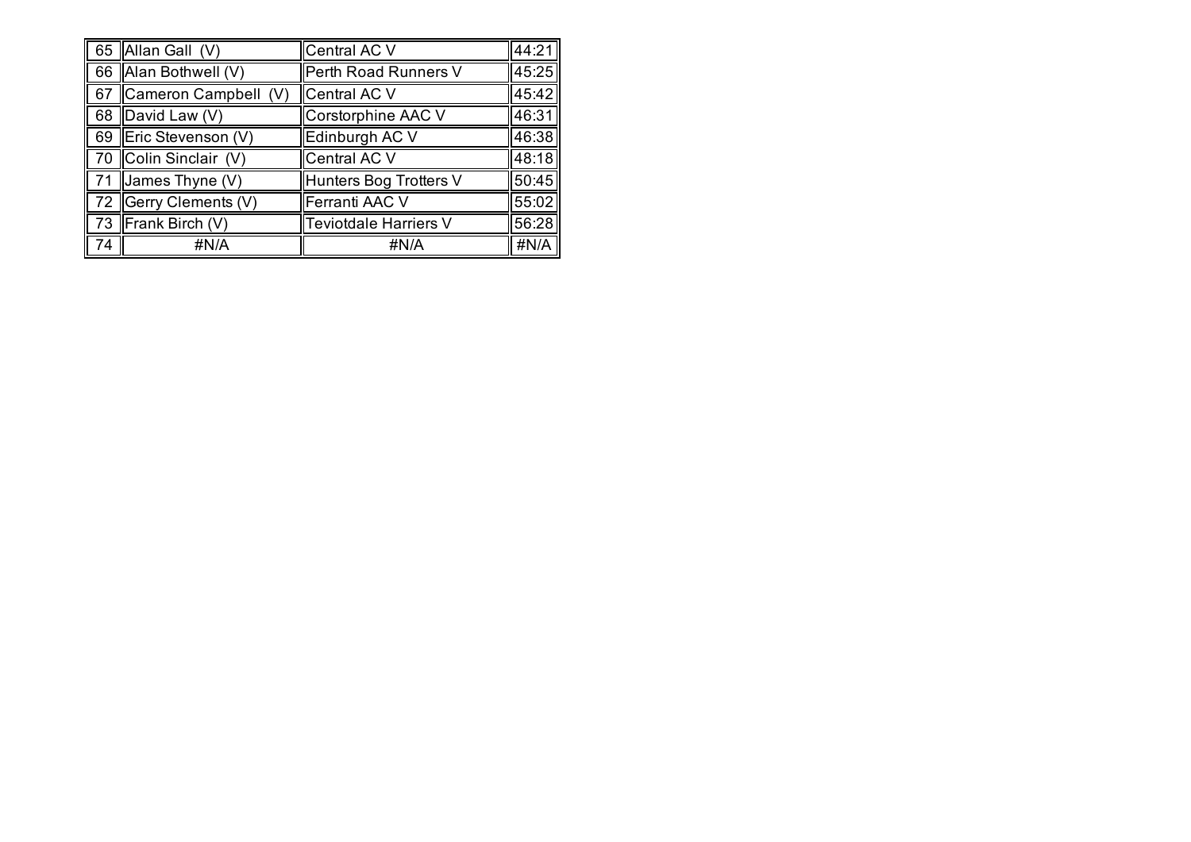| | | | |
|---|---|---|---|
| 65 | Allan Gall (V) | Central AC V | 44:21 |
| 66 | Alan Bothwell (V) | Perth Road Runners V | 45:25 |
| 67 | Cameron Campbell (V) | Central AC V | 45:42 |
| 68 | David Law (V) | Corstorphine AAC V | 46:31 |
| 69 | Eric Stevenson (V) | Edinburgh AC V | 46:38 |
| 70 | Colin Sinclair (V) | Central AC V | 48:18 |
| 71 | James Thyne (V) | Hunters Bog Trotters V | 50:45 |
| 72 | Gerry Clements (V) | Ferranti AAC V | 55:02 |
| 73 | Frank Birch (V) | Teviotdale Harriers V | 56:28 |
| 74 | #N/A | #N/A | #N/A |